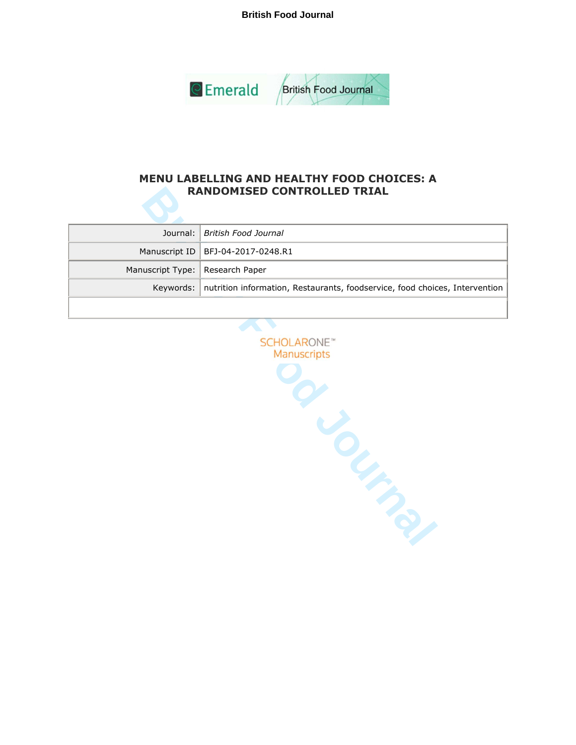# MENU LABELLING AND HEALTHY FOOD CHOICES: A RANDOMISED CONTROLLED TRIAL

| Journal: | *British Food Journal* |
| --- | --- |
| Manuscript ID | BFJ-04-2017-0248.R1 |
| Manuscript Type: | Research Paper |
| Keywords: | nutrition information, Restaurants, foodservice, food choices, Intervention |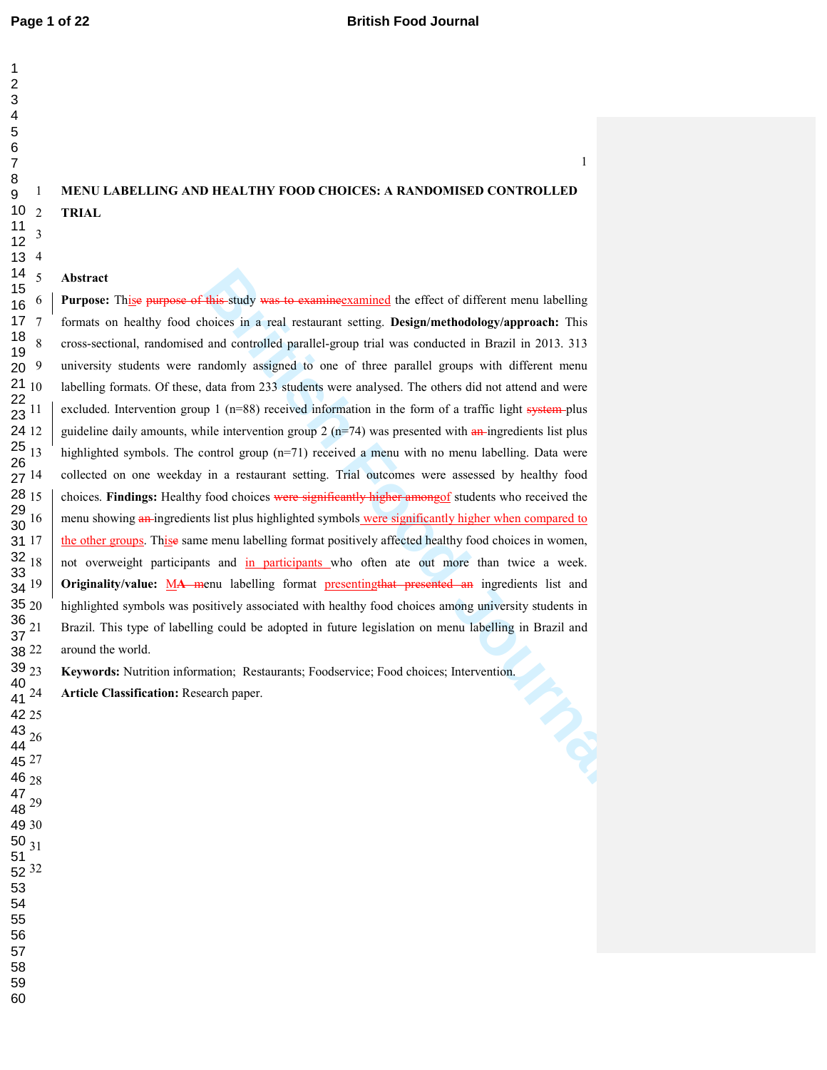# MENU LABELLING AND HEALTHY FOOD CHOICES: A RANDOMISED CONTROLLED TRIAL

## Abstract

**Purpose:** This study examined the effect of different menu labelling formats on healthy food choices in a real restaurant setting. **Design/methodology/approach:** This cross-sectional, randomised and controlled parallel-group trial was conducted in Brazil in 2013. 313 university students were randomly assigned to one of three parallel groups with different menu labelling formats. Of these, data from 233 students were analysed. The others did not attend and were excluded. Intervention group 1 (n=88) received information in the form of a traffic light plus guideline daily amounts, while intervention group 2 (n=74) was presented with ingredients list plus highlighted symbols. The control group (n=71) received a menu with no menu labelling. Data were collected on one weekday in a restaurant setting. Trial outcomes were assessed by healthy food choices. **Findings:** Healthy food choices of students who received the menu showing ingredients list plus highlighted symbols were significantly higher when compared to the other groups. This same menu labelling format positively affected healthy food choices in women, not overweight participants and in participants who often ate out more than twice a week. **Originality/value:** Menu labelling format presenting ingredients list and highlighted symbols was positively associated with healthy food choices among university students in Brazil. This type of labelling could be adopted in future legislation on menu labelling in Brazil and around the world.

**Keywords:** Nutrition information; Restaurants; Foodservice; Food choices; Intervention.

**Article Classification:** Research paper.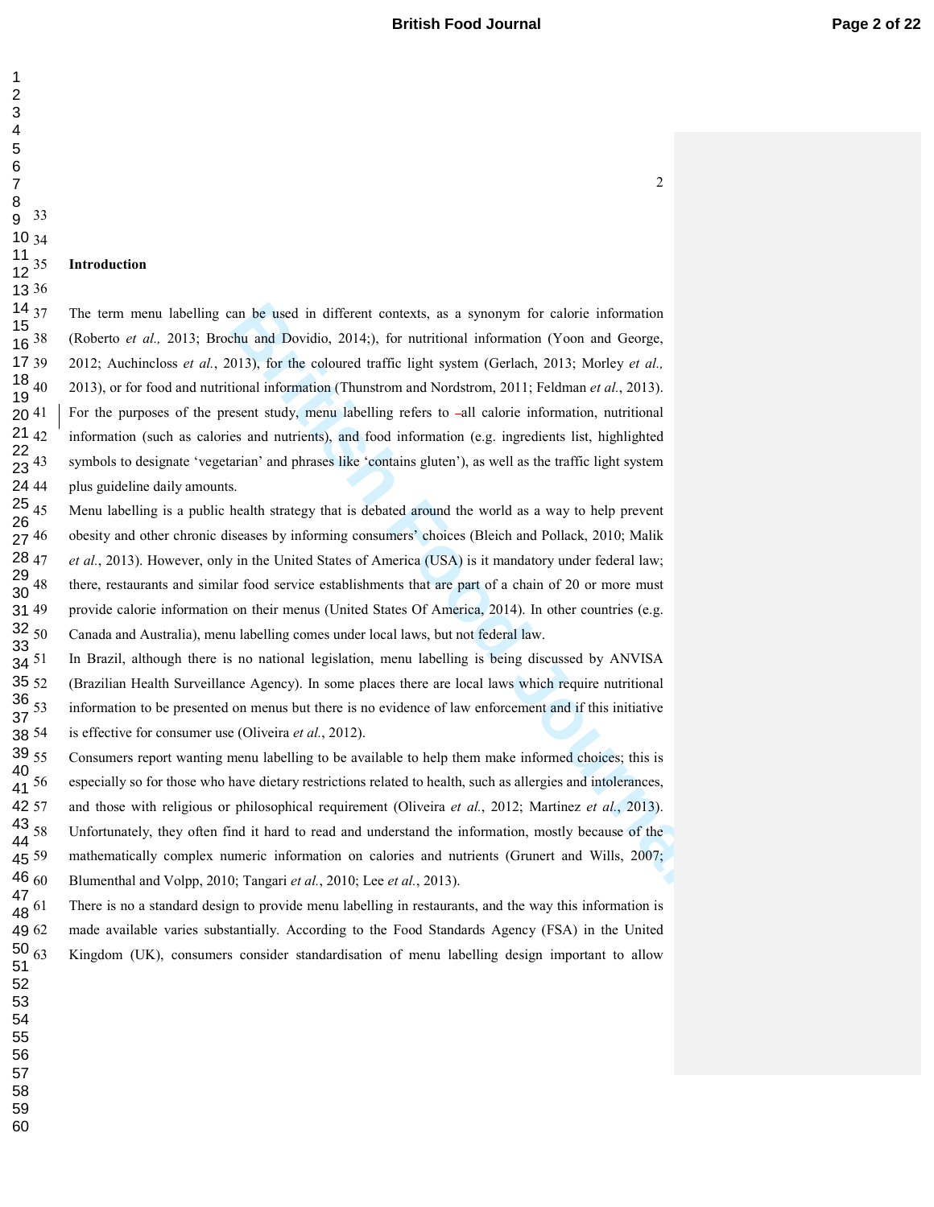## Introduction

The term menu labelling can be used in different contexts, as a synonym for calorie information (Roberto *et al.,* 2013; Brochu and Dovidio, 2014;), for nutritional information (Yoon and George, 2012; Auchincloss *et al.*, 2013), for the coloured traffic light system (Gerlach, 2013; Morley *et al.,* 2013), or for food and nutritional information (Thunstrom and Nordstrom, 2011; Feldman *et al.*, 2013). For the purposes of the present study, menu labelling refers to all calorie information, nutritional information (such as calories and nutrients), and food information (e.g. ingredients list, highlighted symbols to designate 'vegetarian' and phrases like 'contains gluten'), as well as the traffic light system plus guideline daily amounts.

Menu labelling is a public health strategy that is debated around the world as a way to help prevent obesity and other chronic diseases by informing consumers' choices (Bleich and Pollack, 2010; Malik *et al.*, 2013). However, only in the United States of America (USA) is it mandatory under federal law; there, restaurants and similar food service establishments that are part of a chain of 20 or more must provide calorie information on their menus (United States Of America, 2014). In other countries (e.g. Canada and Australia), menu labelling comes under local laws, but not federal law.

In Brazil, although there is no national legislation, menu labelling is being discussed by ANVISA (Brazilian Health Surveillance Agency). In some places there are local laws which require nutritional information to be presented on menus but there is no evidence of law enforcement and if this initiative is effective for consumer use (Oliveira *et al.*, 2012).

Consumers report wanting menu labelling to be available to help them make informed choices; this is especially so for those who have dietary restrictions related to health, such as allergies and intolerances, and those with religious or philosophical requirement (Oliveira *et al.*, 2012; Martinez *et al.*, 2013). Unfortunately, they often find it hard to read and understand the information, mostly because of the mathematically complex numeric information on calories and nutrients (Grunert and Wills, 2007; Blumenthal and Volpp, 2010; Tangari *et al.*, 2010; Lee *et al.*, 2013).

There is no a standard design to provide menu labelling in restaurants, and the way this information is made available varies substantially. According to the Food Standards Agency (FSA) in the United Kingdom (UK), consumers consider standardisation of menu labelling design important to allow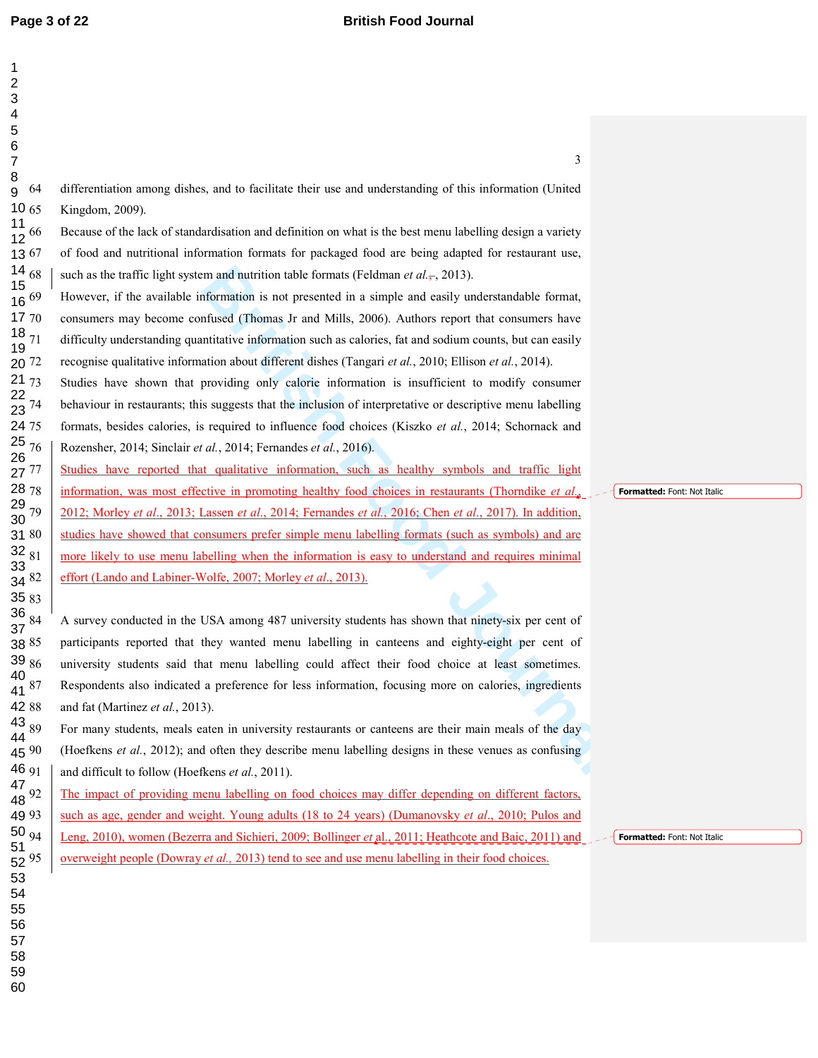differentiation among dishes, and to facilitate their use and understanding of this information (United Kingdom, 2009).

Because of the lack of standardisation and definition on what is the best menu labelling design a variety of food and nutritional information formats for packaged food are being adapted for restaurant use, such as the traffic light system and nutrition table formats (Feldman *et al.*, 2013).

However, if the available information is not presented in a simple and easily understandable format, consumers may become confused (Thomas Jr and Mills, 2006). Authors report that consumers have difficulty understanding quantitative information such as calories, fat and sodium counts, but can easily recognise qualitative information about different dishes (Tangari *et al.*, 2010; Ellison *et al.*, 2014).

Studies have shown that providing only calorie information is insufficient to modify consumer behaviour in restaurants; this suggests that the inclusion of interpretative or descriptive menu labelling formats, besides calories, is required to influence food choices (Kiszko *et al.*, 2014; Schornack and Rozensher, 2014; Sinclair *et al.*, 2014; Fernandes *et al.*, 2016).

Studies have reported that qualitative information, such as healthy symbols and traffic light information, was most effective in promoting healthy food choices in restaurants (Thorndike *et al.*, 2012; Morley *et al*., 2013; Lassen *et al.*, 2014; Fernandes *et al.*, 2016; Chen *et al.*, 2017). In addition, studies have showed that consumers prefer simple menu labelling formats (such as symbols) and are more likely to use menu labelling when the information is easy to understand and requires minimal effort (Lando and Labiner-Wolfe, 2007; Morley *et al*., 2013).

A survey conducted in the USA among 487 university students has shown that ninety-six per cent of participants reported that they wanted menu labelling in canteens and eighty-eight per cent of university students said that menu labelling could affect their food choice at least sometimes. Respondents also indicated a preference for less information, focusing more on calories, ingredients and fat (Martinez *et al.*, 2013).

For many students, meals eaten in university restaurants or canteens are their main meals of the day (Hoefkens *et al.*, 2012); and often they describe menu labelling designs in these venues as confusing and difficult to follow (Hoefkens *et al.*, 2011).

The impact of providing menu labelling on food choices may differ depending on different factors, such as age, gender and weight. Young adults (18 to 24 years) (Dumanovsky *et al.*, 2010; Pulos and Leng, 2010), women (Bezerra and Sichieri, 2009; Bollinger *et al.*, 2011; Heathcote and Baic, 2011) and overweight people (Dowray *et al.,* 2013) tend to see and use menu labelling in their food choices.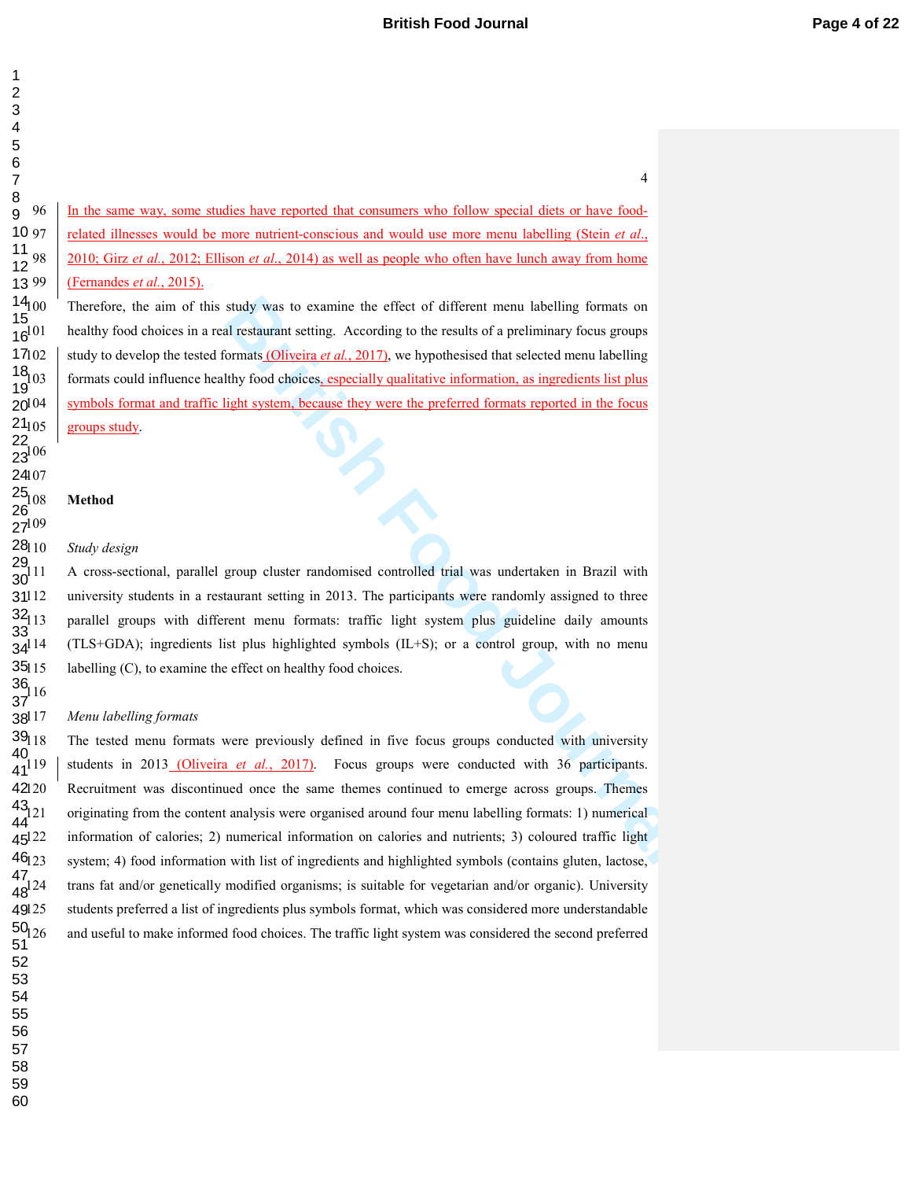In the same way, some studies have reported that consumers who follow special diets or have food-related illnesses would be more nutrient-conscious and would use more menu labelling (Stein *et al.*, 2010; Girz *et al.*, 2012; Ellison *et al.*, 2014) as well as people who often have lunch away from home (Fernandes *et al.*, 2015).

Therefore, the aim of this study was to examine the effect of different menu labelling formats on healthy food choices in a real restaurant setting. According to the results of a preliminary focus groups study to develop the tested formats (Oliveira *et al.*, 2017), we hypothesised that selected menu labelling formats could influence healthy food choices, especially qualitative information, as ingredients list plus symbols format and traffic light system, because they were the preferred formats reported in the focus groups study.

## Method

*Study design*

A cross-sectional, parallel group cluster randomised controlled trial was undertaken in Brazil with university students in a restaurant setting in 2013. The participants were randomly assigned to three parallel groups with different menu formats: traffic light system plus guideline daily amounts (TLS+GDA); ingredients list plus highlighted symbols (IL+S); or a control group, with no menu labelling (C), to examine the effect on healthy food choices.

*Menu labelling formats*

The tested menu formats were previously defined in five focus groups conducted with university students in 2013 (Oliveira *et al.*, 2017). Focus groups were conducted with 36 participants. Recruitment was discontinued once the same themes continued to emerge across groups. Themes originating from the content analysis were organised around four menu labelling formats: 1) numerical information of calories; 2) numerical information on calories and nutrients; 3) coloured traffic light system; 4) food information with list of ingredients and highlighted symbols (contains gluten, lactose, trans fat and/or genetically modified organisms; is suitable for vegetarian and/or organic). University students preferred a list of ingredients plus symbols format, which was considered more understandable and useful to make informed food choices. The traffic light system was considered the second preferred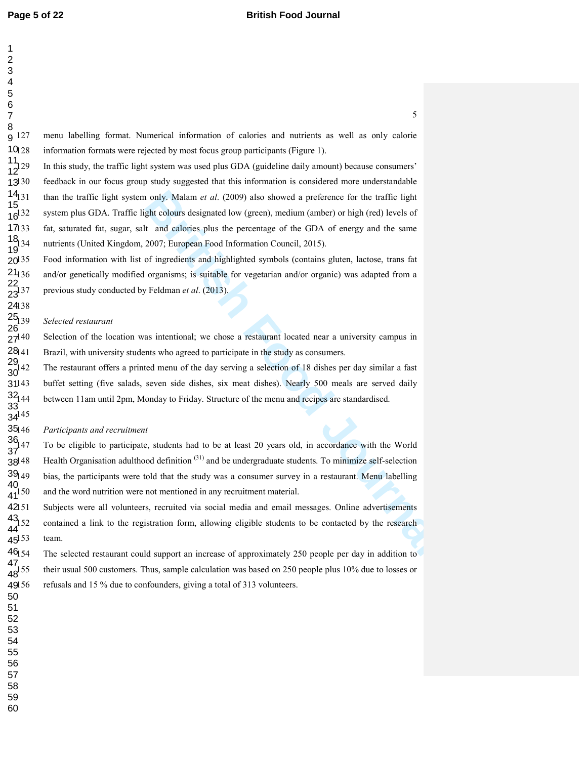menu labelling format. Numerical information of calories and nutrients as well as only calorie information formats were rejected by most focus group participants (Figure 1).

In this study, the traffic light system was used plus GDA (guideline daily amount) because consumers' feedback in our focus group study suggested that this information is considered more understandable than the traffic light system only. Malam *et al*. (2009) also showed a preference for the traffic light system plus GDA. Traffic light colours designated low (green), medium (amber) or high (red) levels of fat, saturated fat, sugar, salt and calories plus the percentage of the GDA of energy and the same nutrients (United Kingdom, 2007; European Food Information Council, 2015).

Food information with list of ingredients and highlighted symbols (contains gluten, lactose, trans fat and/or genetically modified organisms; is suitable for vegetarian and/or organic) was adapted from a previous study conducted by Feldman *et al*. (2013).

*Selected restaurant*

Selection of the location was intentional; we chose a restaurant located near a university campus in Brazil, with university students who agreed to participate in the study as consumers.

The restaurant offers a printed menu of the day serving a selection of 18 dishes per day similar a fast buffet setting (five salads, seven side dishes, six meat dishes). Nearly 500 meals are served daily between 11am until 2pm, Monday to Friday. Structure of the menu and recipes are standardised.

*Participants and recruitment*

To be eligible to participate, students had to be at least 20 years old, in accordance with the World Health Organisation adulthood definition [31] and be undergraduate students. To minimize self-selection bias, the participants were told that the study was a consumer survey in a restaurant. Menu labelling and the word nutrition were not mentioned in any recruitment material.

Subjects were all volunteers, recruited via social media and email messages. Online advertisements contained a link to the registration form, allowing eligible students to be contacted by the research team.

The selected restaurant could support an increase of approximately 250 people per day in addition to their usual 500 customers. Thus, sample calculation was based on 250 people plus 10% due to losses or refusals and 15 % due to confounders, giving a total of 313 volunteers.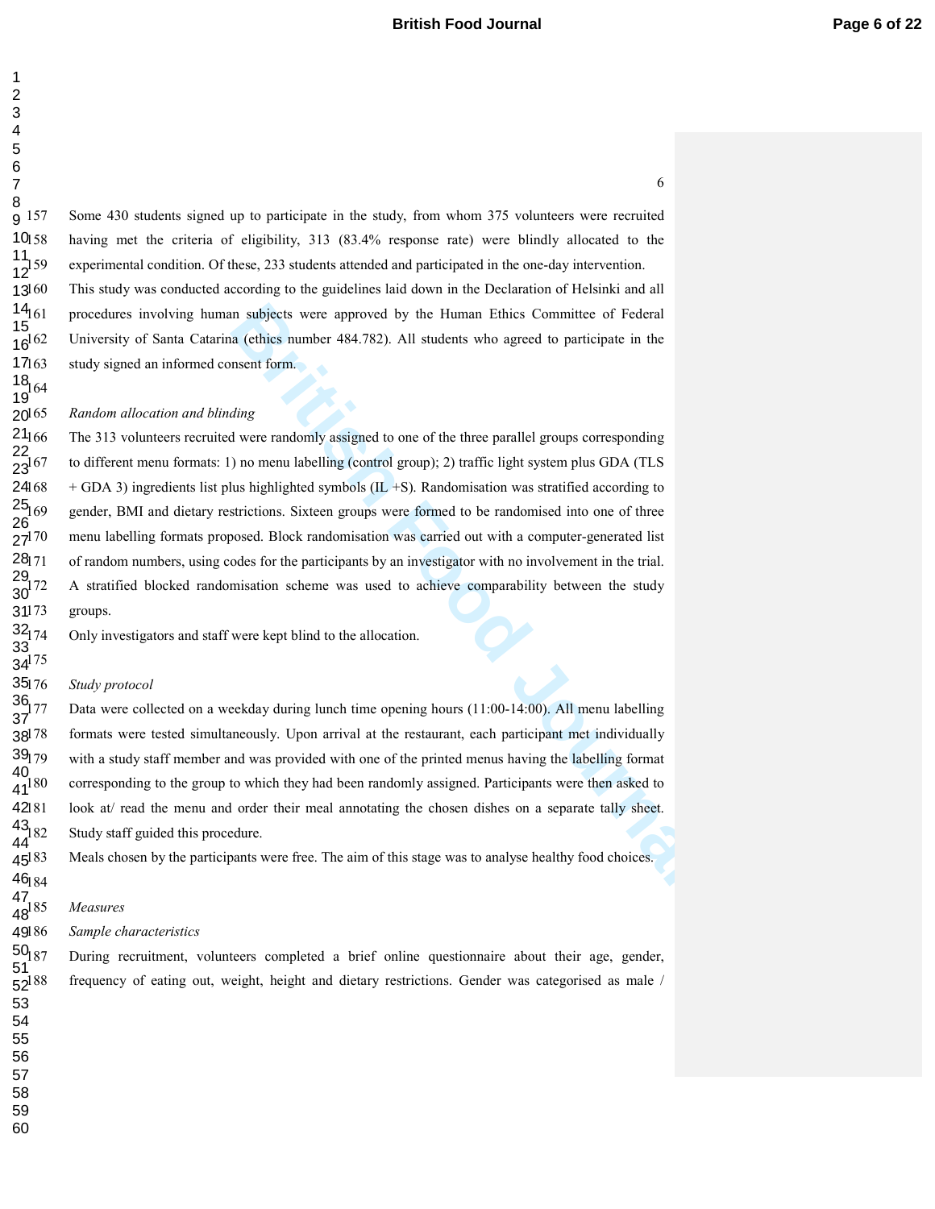Some 430 students signed up to participate in the study, from whom 375 volunteers were recruited having met the criteria of eligibility, 313 (83.4% response rate) were blindly allocated to the experimental condition. Of these, 233 students attended and participated in the one-day intervention. This study was conducted according to the guidelines laid down in the Declaration of Helsinki and all procedures involving human subjects were approved by the Human Ethics Committee of Federal University of Santa Catarina (ethics number 484.782). All students who agreed to participate in the study signed an informed consent form.

*Random allocation and blinding*

The 313 volunteers recruited were randomly assigned to one of the three parallel groups corresponding to different menu formats: 1) no menu labelling (control group); 2) traffic light system plus GDA (TLS + GDA 3) ingredients list plus highlighted symbols (IL +S). Randomisation was stratified according to gender, BMI and dietary restrictions. Sixteen groups were formed to be randomised into one of three menu labelling formats proposed. Block randomisation was carried out with a computer-generated list of random numbers, using codes for the participants by an investigator with no involvement in the trial. A stratified blocked randomisation scheme was used to achieve comparability between the study groups.

Only investigators and staff were kept blind to the allocation.

*Study protocol*

Data were collected on a weekday during lunch time opening hours (11:00-14:00). All menu labelling formats were tested simultaneously. Upon arrival at the restaurant, each participant met individually with a study staff member and was provided with one of the printed menus having the labelling format corresponding to the group to which they had been randomly assigned. Participants were then asked to look at/ read the menu and order their meal annotating the chosen dishes on a separate tally sheet. Study staff guided this procedure.

Meals chosen by the participants were free. The aim of this stage was to analyse healthy food choices.

*Measures*

*Sample characteristics*

During recruitment, volunteers completed a brief online questionnaire about their age, gender, frequency of eating out, weight, height and dietary restrictions. Gender was categorised as male /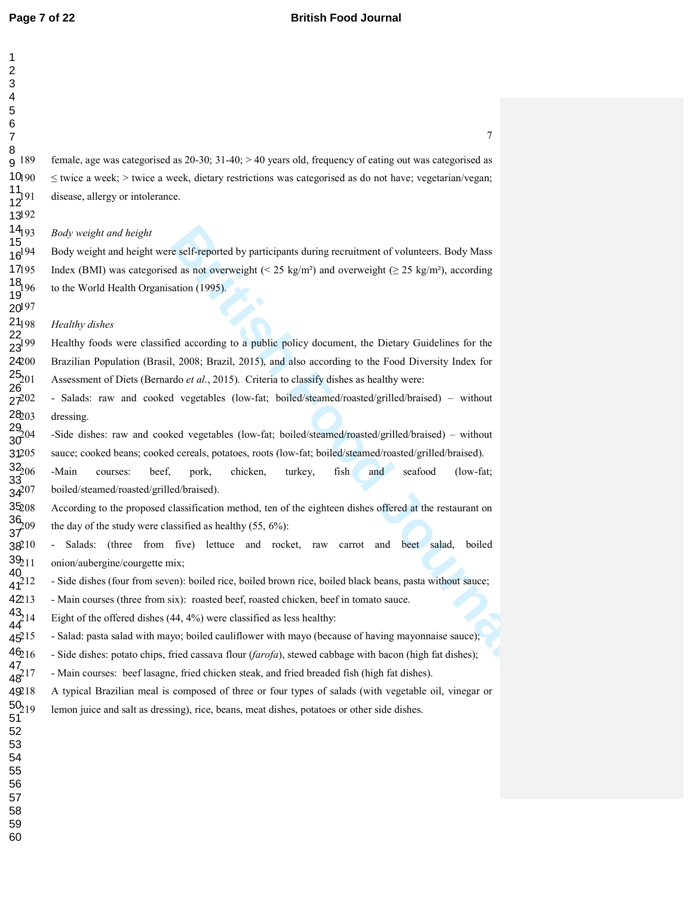female, age was categorised as 20-30; 31-40; > 40 years old, frequency of eating out was categorised as ≤ twice a week; > twice a week, dietary restrictions was categorised as do not have; vegetarian/vegan; disease, allergy or intolerance.

*Body weight and height*

Body weight and height were self-reported by participants during recruitment of volunteers. Body Mass Index (BMI) was categorised as not overweight (< 25 kg/m²) and overweight (≥ 25 kg/m²), according to the World Health Organisation (1995).

*Healthy dishes*

Healthy foods were classified according to a public policy document, the Dietary Guidelines for the Brazilian Population (Brasil, 2008; Brazil, 2015), and also according to the Food Diversity Index for Assessment of Diets (Bernardo *et al*., 2015). Criteria to classify dishes as healthy were:

- Salads: raw and cooked vegetables (low-fat; boiled/steamed/roasted/grilled/braised) – without dressing.
- Side dishes: raw and cooked vegetables (low-fat; boiled/steamed/roasted/grilled/braised) – without sauce; cooked beans; cooked cereals, potatoes, roots (low-fat; boiled/steamed/roasted/grilled/braised).
- Main courses: beef, pork, chicken, turkey, fish and seafood (low-fat; boiled/steamed/roasted/grilled/braised).

According to the proposed classification method, ten of the eighteen dishes offered at the restaurant on the day of the study were classified as healthy (55, 6%):

- Salads: (three from five) lettuce and rocket, raw carrot and beet salad, boiled onion/aubergine/courgette mix;
- Side dishes (four from seven): boiled rice, boiled brown rice, boiled black beans, pasta without sauce;
- Main courses (three from six): roasted beef, roasted chicken, beef in tomato sauce.

Eight of the offered dishes (44, 4%) were classified as less healthy:

- Salad: pasta salad with mayo; boiled cauliflower with mayo (because of having mayonnaise sauce);
- Side dishes: potato chips, fried cassava flour (*farofa*), stewed cabbage with bacon (high fat dishes);
- Main courses: beef lasagne, fried chicken steak, and fried breaded fish (high fat dishes).

A typical Brazilian meal is composed of three or four types of salads (with vegetable oil, vinegar or lemon juice and salt as dressing), rice, beans, meat dishes, potatoes or other side dishes.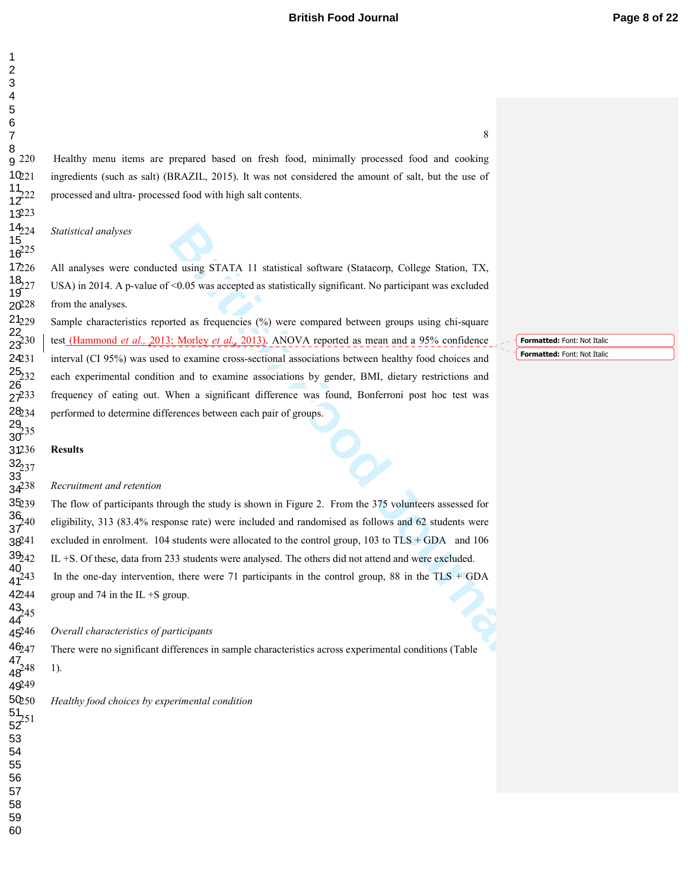Healthy menu items are prepared based on fresh food, minimally processed food and cooking ingredients (such as salt) (BRAZIL, 2015). It was not considered the amount of salt, but the use of processed and ultra- processed food with high salt contents.

*Statistical analyses*

All analyses were conducted using STATA 11 statistical software (Statacorp, College Station, TX, USA) in 2014. A p-value of <0.05 was accepted as statistically significant. No participant was excluded from the analyses.

Sample characteristics reported as frequencies (%) were compared between groups using chi-square test (Hammond *et al.*, 2013; Morley *et al.*, 2013). ANOVA reported as mean and a 95% confidence interval (CI 95%) was used to examine cross-sectional associations between healthy food choices and each experimental condition and to examine associations by gender, BMI, dietary restrictions and frequency of eating out. When a significant difference was found, Bonferroni post hoc test was performed to determine differences between each pair of groups.

**Results**

*Recruitment and retention*

The flow of participants through the study is shown in Figure 2. From the 375 volunteers assessed for eligibility, 313 (83.4% response rate) were included and randomised as follows and 62 students were excluded in enrolment. 104 students were allocated to the control group, 103 to TLS + GDA and 106 IL +S. Of these, data from 233 students were analysed. The others did not attend and were excluded.

In the one-day intervention, there were 71 participants in the control group, 88 in the TLS + GDA group and 74 in the IL +S group.

*Overall characteristics of participants*

There were no significant differences in sample characteristics across experimental conditions (Table 1).

*Healthy food choices by experimental condition*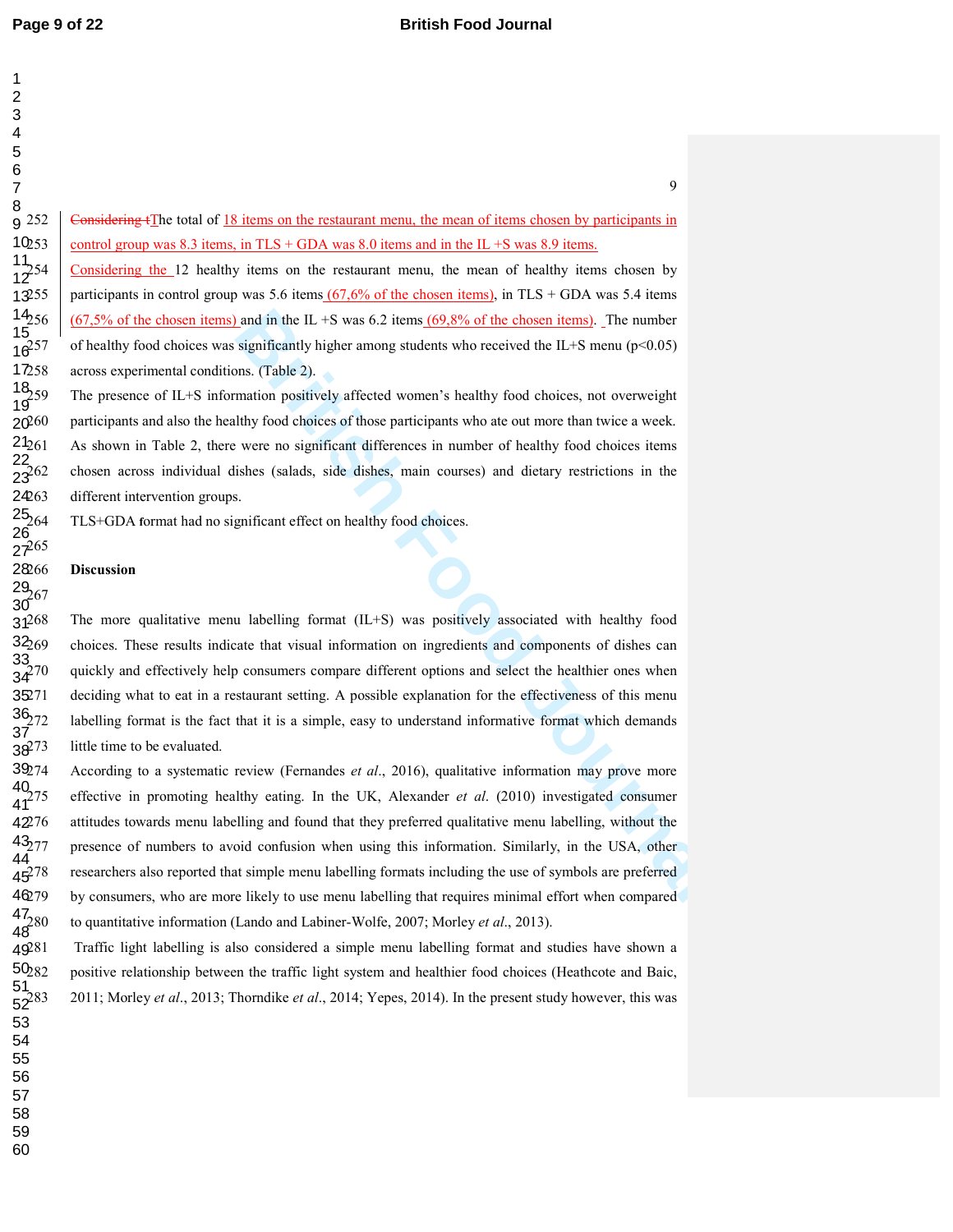~~Considering t~~The total of 18 items on the restaurant menu, the mean of items chosen by participants in control group was 8.3 items, in TLS + GDA was 8.0 items and in the IL +S was 8.9 items.

Considering the 12 healthy items on the restaurant menu, the mean of healthy items chosen by participants in control group was 5.6 items (67,6% of the chosen items), in TLS + GDA was 5.4 items (67,5% of the chosen items) and in the IL +S was 6.2 items (69,8% of the chosen items). The number of healthy food choices was significantly higher among students who received the IL+S menu ($p<0.05$) across experimental conditions. (Table 2).

The presence of IL+S information positively affected women's healthy food choices, not overweight participants and also the healthy food choices of those participants who ate out more than twice a week. As shown in Table 2, there were no significant differences in number of healthy food choices items chosen across individual dishes (salads, side dishes, main courses) and dietary restrictions in the different intervention groups.

TLS+GDA format had no significant effect on healthy food choices.

## Discussion

The more qualitative menu labelling format (IL+S) was positively associated with healthy food choices. These results indicate that visual information on ingredients and components of dishes can quickly and effectively help consumers compare different options and select the healthier ones when deciding what to eat in a restaurant setting. A possible explanation for the effectiveness of this menu labelling format is the fact that it is a simple, easy to understand informative format which demands little time to be evaluated.

According to a systematic review (Fernandes *et al*., 2016), qualitative information may prove more effective in promoting healthy eating. In the UK, Alexander *et al*. (2010) investigated consumer attitudes towards menu labelling and found that they preferred qualitative menu labelling, without the presence of numbers to avoid confusion when using this information. Similarly, in the USA, other researchers also reported that simple menu labelling formats including the use of symbols are preferred by consumers, who are more likely to use menu labelling that requires minimal effort when compared to quantitative information (Lando and Labiner-Wolfe, 2007; Morley *et al*., 2013).

Traffic light labelling is also considered a simple menu labelling format and studies have shown a positive relationship between the traffic light system and healthier food choices (Heathcote and Baic, 2011; Morley *et al*., 2013; Thorndike *et al*., 2014; Yepes, 2014). In the present study however, this was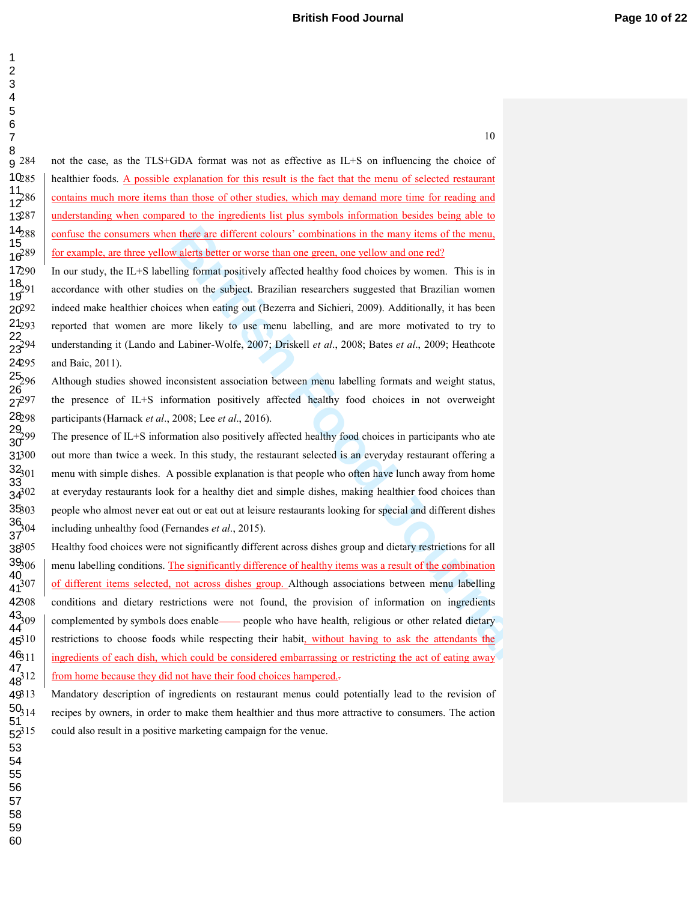not the case, as the TLS+GDA format was not as effective as IL+S on influencing the choice of healthier foods. A possible explanation for this result is the fact that the menu of selected restaurant contains much more items than those of other studies, which may demand more time for reading and understanding when compared to the ingredients list plus symbols information besides being able to confuse the consumers when there are different colours' combinations in the many items of the menu, for example, are three yellow alerts better or worse than one green, one yellow and one red?

In our study, the IL+S labelling format positively affected healthy food choices by women. This is in accordance with other studies on the subject. Brazilian researchers suggested that Brazilian women indeed make healthier choices when eating out (Bezerra and Sichieri, 2009). Additionally, it has been reported that women are more likely to use menu labelling, and are more motivated to try to understanding it (Lando and Labiner-Wolfe, 2007; Driskell *et al*., 2008; Bates *et al*., 2009; Heathcote and Baic, 2011).

Although studies showed inconsistent association between menu labelling formats and weight status, the presence of IL+S information positively affected healthy food choices in not overweight participants (Harnack *et al*., 2008; Lee *et al*., 2016).

The presence of IL+S information also positively affected healthy food choices in participants who ate out more than twice a week. In this study, the restaurant selected is an everyday restaurant offering a menu with simple dishes. A possible explanation is that people who often have lunch away from home at everyday restaurants look for a healthy diet and simple dishes, making healthier food choices than people who almost never eat out or eat out at leisure restaurants looking for special and different dishes including unhealthy food (Fernandes *et al*., 2015).

Healthy food choices were not significantly different across dishes group and dietary restrictions for all menu labelling conditions. The significantly difference of healthy items was a result of the combination of different items selected, not across dishes group. Although associations between menu labelling conditions and dietary restrictions were not found, the provision of information on ingredients complemented by symbols does enable—— people who have health, religious or other related dietary restrictions to choose foods while respecting their habit, without having to ask the attendants the ingredients of each dish, which could be considered embarrassing or restricting the act of eating away from home because they did not have their food choices hampered.

Mandatory description of ingredients on restaurant menus could potentially lead to the revision of recipes by owners, in order to make them healthier and thus more attractive to consumers. The action could also result in a positive marketing campaign for the venue.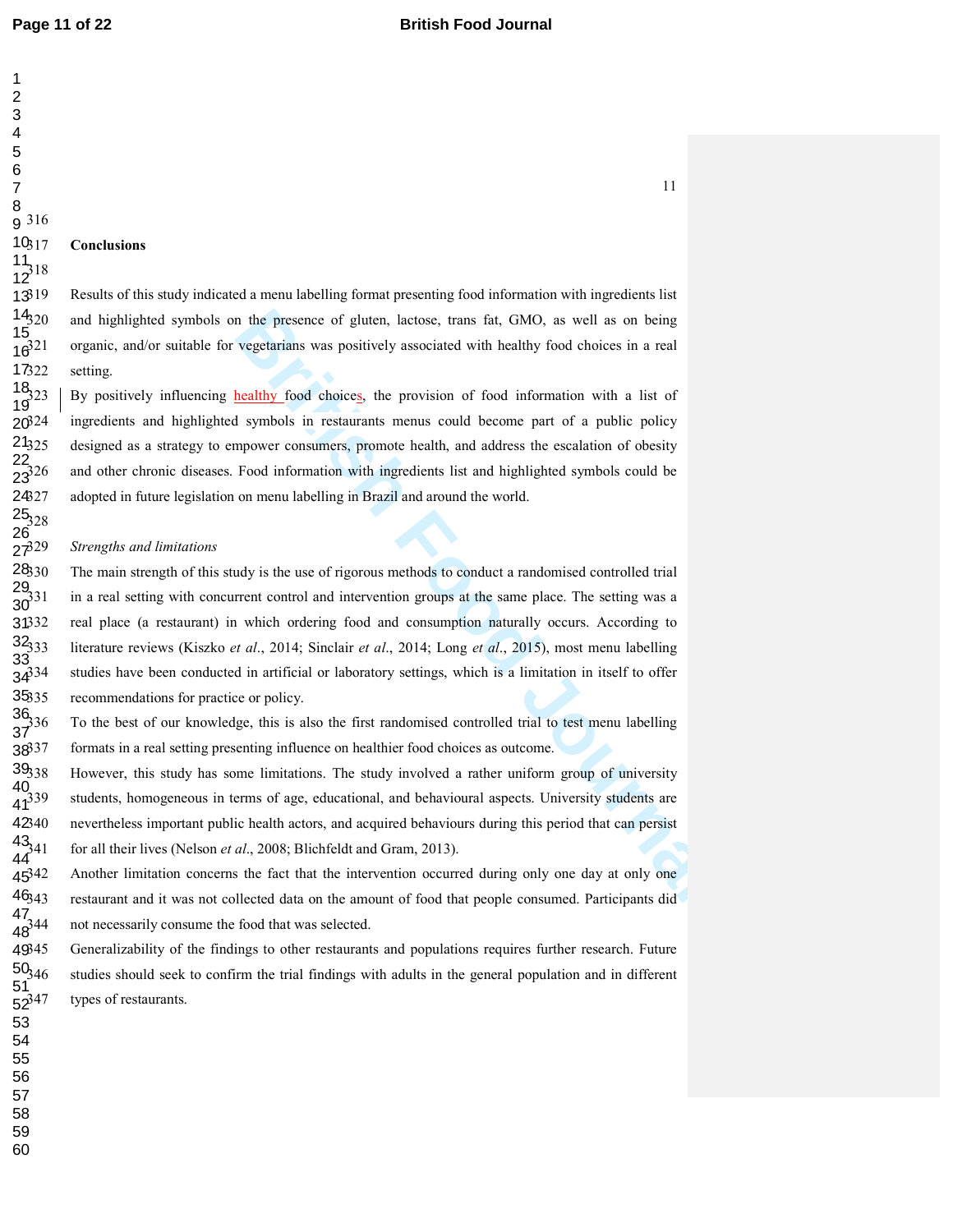## Conclusions

Results of this study indicated a menu labelling format presenting food information with ingredients list and highlighted symbols on the presence of gluten, lactose, trans fat, GMO, as well as on being organic, and/or suitable for vegetarians was positively associated with healthy food choices in a real setting.

By positively influencing healthy food choices, the provision of food information with a list of ingredients and highlighted symbols in restaurants menus could become part of a public policy designed as a strategy to empower consumers, promote health, and address the escalation of obesity and other chronic diseases. Food information with ingredients list and highlighted symbols could be adopted in future legislation on menu labelling in Brazil and around the world.

### *Strengths and limitations*

The main strength of this study is the use of rigorous methods to conduct a randomised controlled trial in a real setting with concurrent control and intervention groups at the same place. The setting was a real place (a restaurant) in which ordering food and consumption naturally occurs. According to literature reviews (Kiszko *et al*., 2014; Sinclair *et al*., 2014; Long *et al*., 2015), most menu labelling studies have been conducted in artificial or laboratory settings, which is a limitation in itself to offer recommendations for practice or policy.

To the best of our knowledge, this is also the first randomised controlled trial to test menu labelling formats in a real setting presenting influence on healthier food choices as outcome.

However, this study has some limitations. The study involved a rather uniform group of university students, homogeneous in terms of age, educational, and behavioural aspects. University students are nevertheless important public health actors, and acquired behaviours during this period that can persist for all their lives (Nelson *et al*., 2008; Blichfeldt and Gram, 2013).

Another limitation concerns the fact that the intervention occurred during only one day at only one restaurant and it was not collected data on the amount of food that people consumed. Participants did not necessarily consume the food that was selected.

Generalizability of the findings to other restaurants and populations requires further research. Future studies should seek to confirm the trial findings with adults in the general population and in different types of restaurants.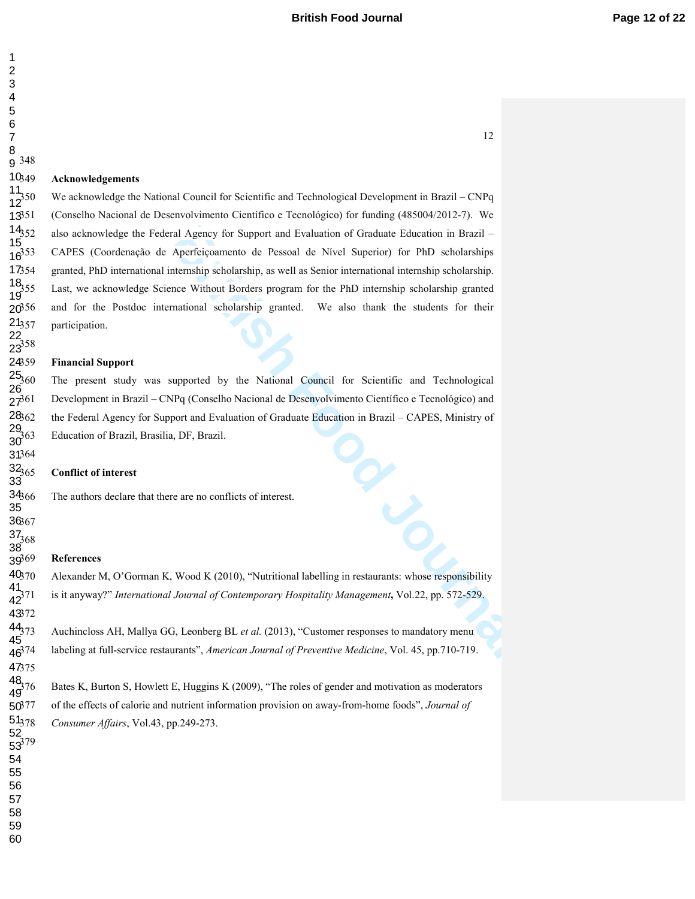**Acknowledgements**

We acknowledge the National Council for Scientific and Technological Development in Brazil – CNPq (Conselho Nacional de Desenvolvimento Científico e Tecnológico) for funding (485004/2012-7). We also acknowledge the Federal Agency for Support and Evaluation of Graduate Education in Brazil – CAPES (Coordenação de Aperfeiçoamento de Pessoal de Nível Superior) for PhD scholarships granted, PhD international internship scholarship, as well as Senior international internship scholarship. Last, we acknowledge Science Without Borders program for the PhD internship scholarship granted and for the Postdoc international scholarship granted. We also thank the students for their participation.

**Financial Support**

The present study was supported by the National Council for Scientific and Technological Development in Brazil – CNPq (Conselho Nacional de Desenvolvimento Científico e Tecnológico) and the Federal Agency for Support and Evaluation of Graduate Education in Brazil – CAPES, Ministry of Education of Brazil, Brasilia, DF, Brazil.

**Conflict of interest**

The authors declare that there are no conflicts of interest.

**References**

Alexander M, O'Gorman K, Wood K (2010), "Nutritional labelling in restaurants: whose responsibility is it anyway?" *International Journal of Contemporary Hospitality Management***,** Vol.22, pp. 572-529.

Auchincloss AH, Mallya GG, Leonberg BL *et al.* (2013), "Customer responses to mandatory menu labeling at full-service restaurants", *American Journal of Preventive Medicine*, Vol. 45, pp.710-719.

Bates K, Burton S, Howlett E, Huggins K (2009), "The roles of gender and motivation as moderators of the effects of calorie and nutrient information provision on away-from-home foods", *Journal of Consumer Affairs*, Vol.43, pp.249-273.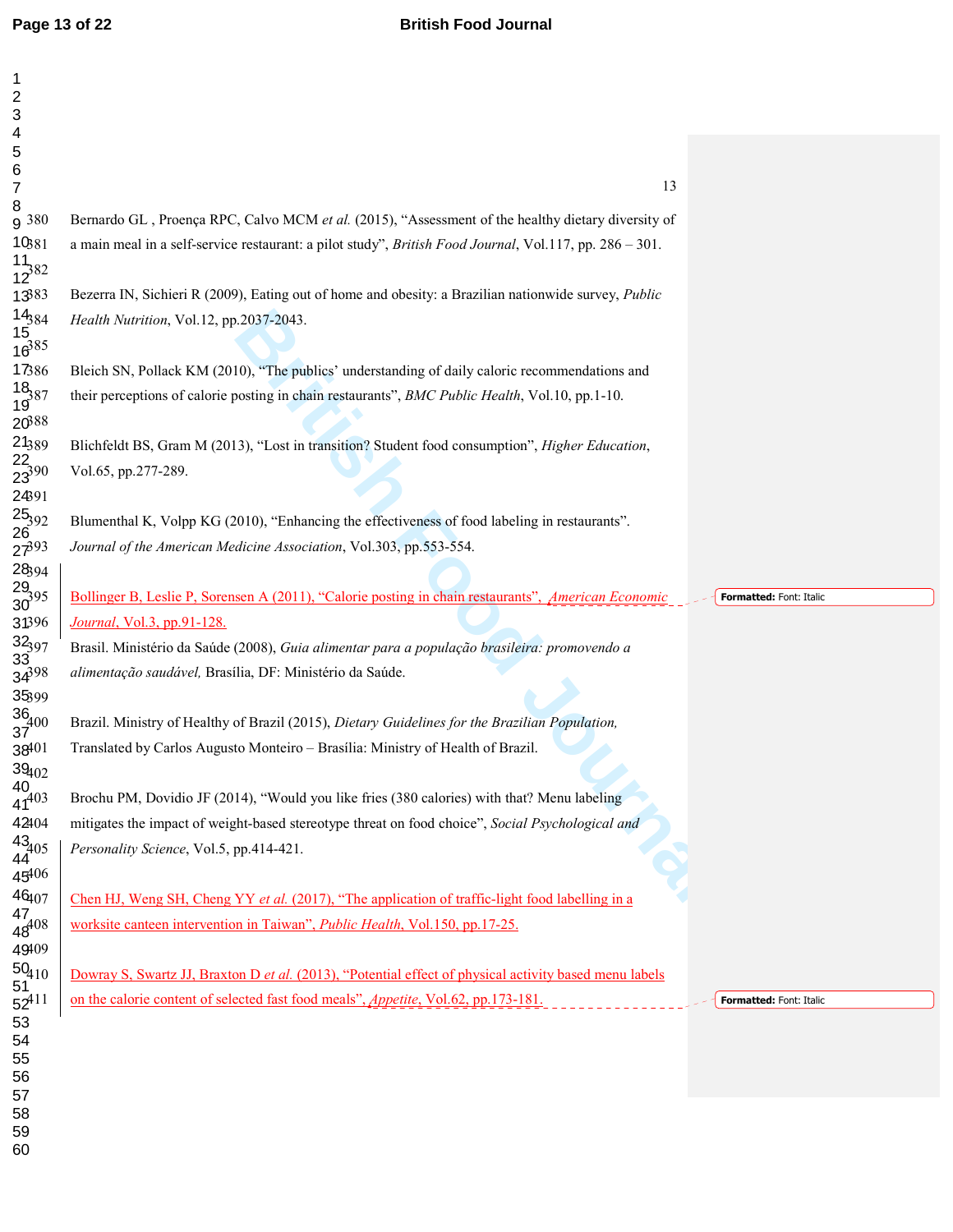Bernardo GL , Proença RPC, Calvo MCM *et al.* (2015), "Assessment of the healthy dietary diversity of a main meal in a self-service restaurant: a pilot study", *British Food Journal*, Vol.117, pp. 286 – 301.

Bezerra IN, Sichieri R (2009), Eating out of home and obesity: a Brazilian nationwide survey, *Public Health Nutrition*, Vol.12, pp.2037-2043.

Bleich SN, Pollack KM (2010), "The publics' understanding of daily caloric recommendations and their perceptions of calorie posting in chain restaurants", *BMC Public Health*, Vol.10, pp.1-10.

Blichfeldt BS, Gram M (2013), "Lost in transition? Student food consumption", *Higher Education*, Vol.65, pp.277-289.

Blumenthal K, Volpp KG (2010), "Enhancing the effectiveness of food labeling in restaurants". *Journal of the American Medicine Association*, Vol.303, pp.553-554.

Bollinger B, Leslie P, Sorensen A (2011), "Calorie posting in chain restaurants", *American Economic Journal*, Vol.3, pp.91-128.

Brasil. Ministério da Saúde (2008), *Guia alimentar para a população brasileira: promovendo a alimentação saudável,* Brasília, DF: Ministério da Saúde.

Brazil. Ministry of Healthy of Brazil (2015), *Dietary Guidelines for the Brazilian Population,* Translated by Carlos Augusto Monteiro – Brasília: Ministry of Health of Brazil.

Brochu PM, Dovidio JF (2014), "Would you like fries (380 calories) with that? Menu labeling mitigates the impact of weight-based stereotype threat on food choice", *Social Psychological and Personality Science*, Vol.5, pp.414-421.

Chen HJ, Weng SH, Cheng YY *et al.* (2017), "The application of traffic-light food labelling in a worksite canteen intervention in Taiwan", *Public Health*, Vol.150, pp.17-25.

Dowray S, Swartz JJ, Braxton D *et al.* (2013), "Potential effect of physical activity based menu labels on the calorie content of selected fast food meals", *Appetite*, Vol.62, pp.173-181.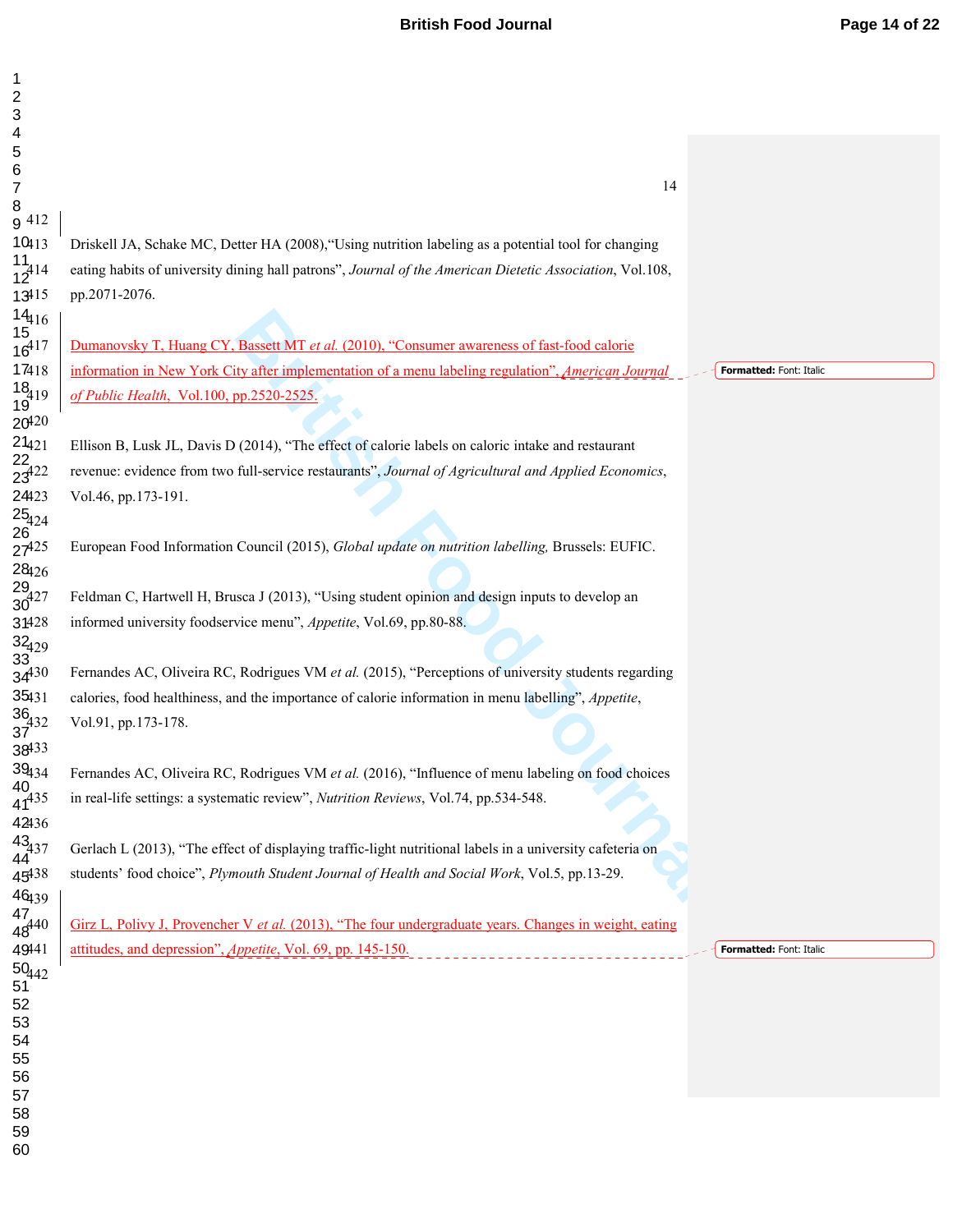Driskell JA, Schake MC, Detter HA (2008),“Using nutrition labeling as a potential tool for changing eating habits of university dining hall patrons”, *Journal of the American Dietetic Association*, Vol.108, pp.2071-2076.

Dumanovsky T, Huang CY, Bassett MT *et al.* (2010), “Consumer awareness of fast-food calorie information in New York City after implementation of a menu labeling regulation”, *American Journal of Public Health*, Vol.100, pp.2520-2525.

Ellison B, Lusk JL, Davis D (2014), “The effect of calorie labels on caloric intake and restaurant revenue: evidence from two full-service restaurants”, *Journal of Agricultural and Applied Economics*, Vol.46, pp.173-191.

European Food Information Council (2015), *Global update on nutrition labelling,* Brussels: EUFIC.

Feldman C, Hartwell H, Brusca J (2013), “Using student opinion and design inputs to develop an informed university foodservice menu”, *Appetite*, Vol.69, pp.80-88.

Fernandes AC, Oliveira RC, Rodrigues VM *et al.* (2015), “Perceptions of university students regarding calories, food healthiness, and the importance of calorie information in menu labelling”, *Appetite*, Vol.91, pp.173-178.

Fernandes AC, Oliveira RC, Rodrigues VM *et al.* (2016), “Influence of menu labeling on food choices in real-life settings: a systematic review”, *Nutrition Reviews*, Vol.74, pp.534-548.

Gerlach L (2013), “The effect of displaying traffic-light nutritional labels in a university cafeteria on students’ food choice”, *Plymouth Student Journal of Health and Social Work*, Vol.5, pp.13-29.

Girz L, Polivy J, Provencher V *et al.* (2013), “The four undergraduate years. Changes in weight, eating attitudes, and depression”, *Appetite*, Vol. 69, pp. 145-150.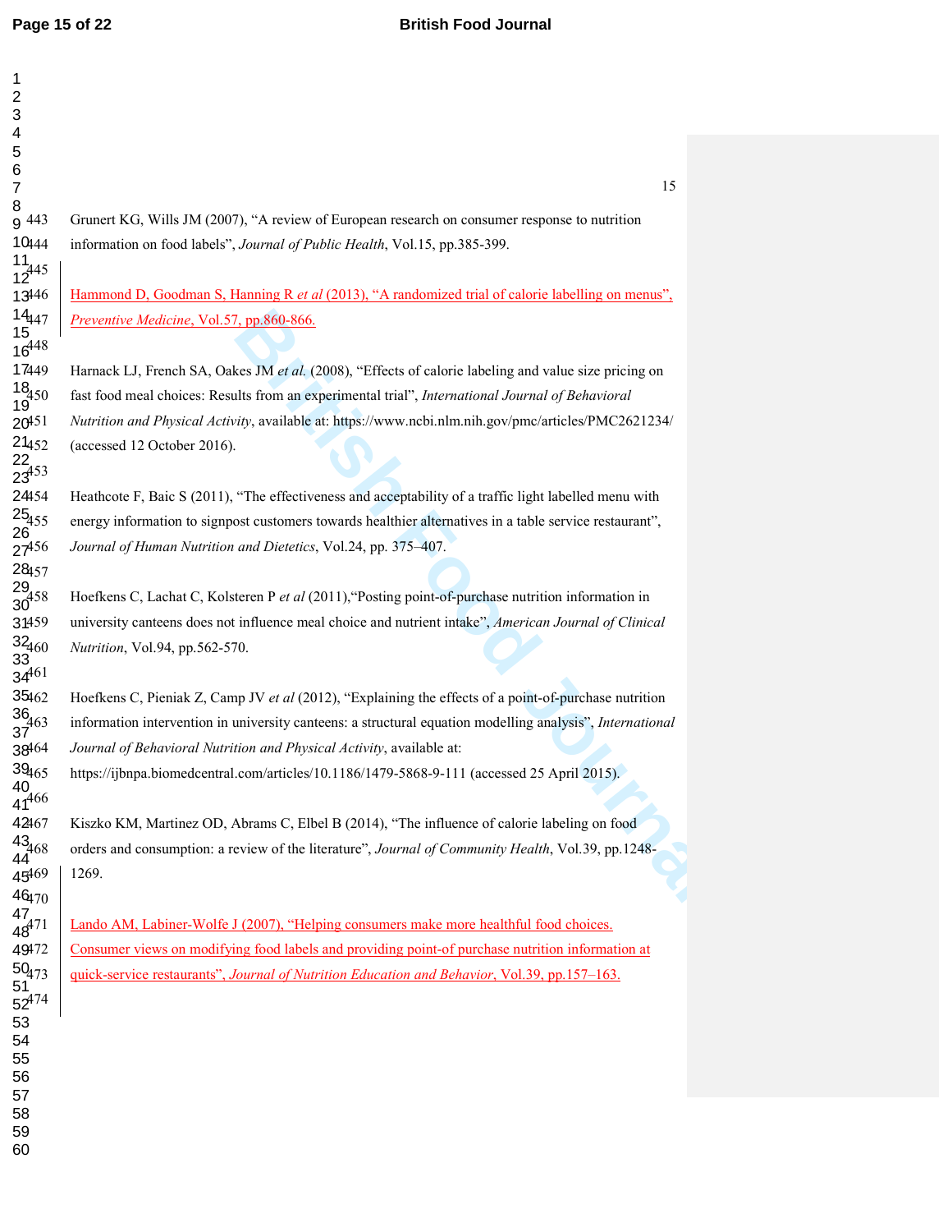Grunert KG, Wills JM (2007), "A review of European research on consumer response to nutrition information on food labels", *Journal of Public Health*, Vol.15, pp.385-399.

Hammond D, Goodman S, Hanning R *et al* (2013), "A randomized trial of calorie labelling on menus", *Preventive Medicine*, Vol.57, pp.860-866.

Harnack LJ, French SA, Oakes JM *et al.* (2008), "Effects of calorie labeling and value size pricing on fast food meal choices: Results from an experimental trial", *International Journal of Behavioral Nutrition and Physical Activity*, available at: https://www.ncbi.nlm.nih.gov/pmc/articles/PMC2621234/ (accessed 12 October 2016).

Heathcote F, Baic S (2011), "The effectiveness and acceptability of a traffic light labelled menu with energy information to signpost customers towards healthier alternatives in a table service restaurant", *Journal of Human Nutrition and Dietetics*, Vol.24, pp. 375–407.

Hoefkens C, Lachat C, Kolsteren P *et al* (2011),"Posting point-of-purchase nutrition information in university canteens does not influence meal choice and nutrient intake", *American Journal of Clinical Nutrition*, Vol.94, pp.562-570.

Hoefkens C, Pieniak Z, Camp JV *et al* (2012), "Explaining the effects of a point-of-purchase nutrition information intervention in university canteens: a structural equation modelling analysis", *International Journal of Behavioral Nutrition and Physical Activity*, available at: https://ijbnpa.biomedcentral.com/articles/10.1186/1479-5868-9-111 (accessed 25 April 2015).

Kiszko KM, Martinez OD, Abrams C, Elbel B (2014), "The influence of calorie labeling on food orders and consumption: a review of the literature", *Journal of Community Health*, Vol.39, pp.1248-1269.

Lando AM, Labiner-Wolfe J (2007), "Helping consumers make more healthful food choices. Consumer views on modifying food labels and providing point-of purchase nutrition information at quick-service restaurants", *Journal of Nutrition Education and Behavior*, Vol.39, pp.157–163.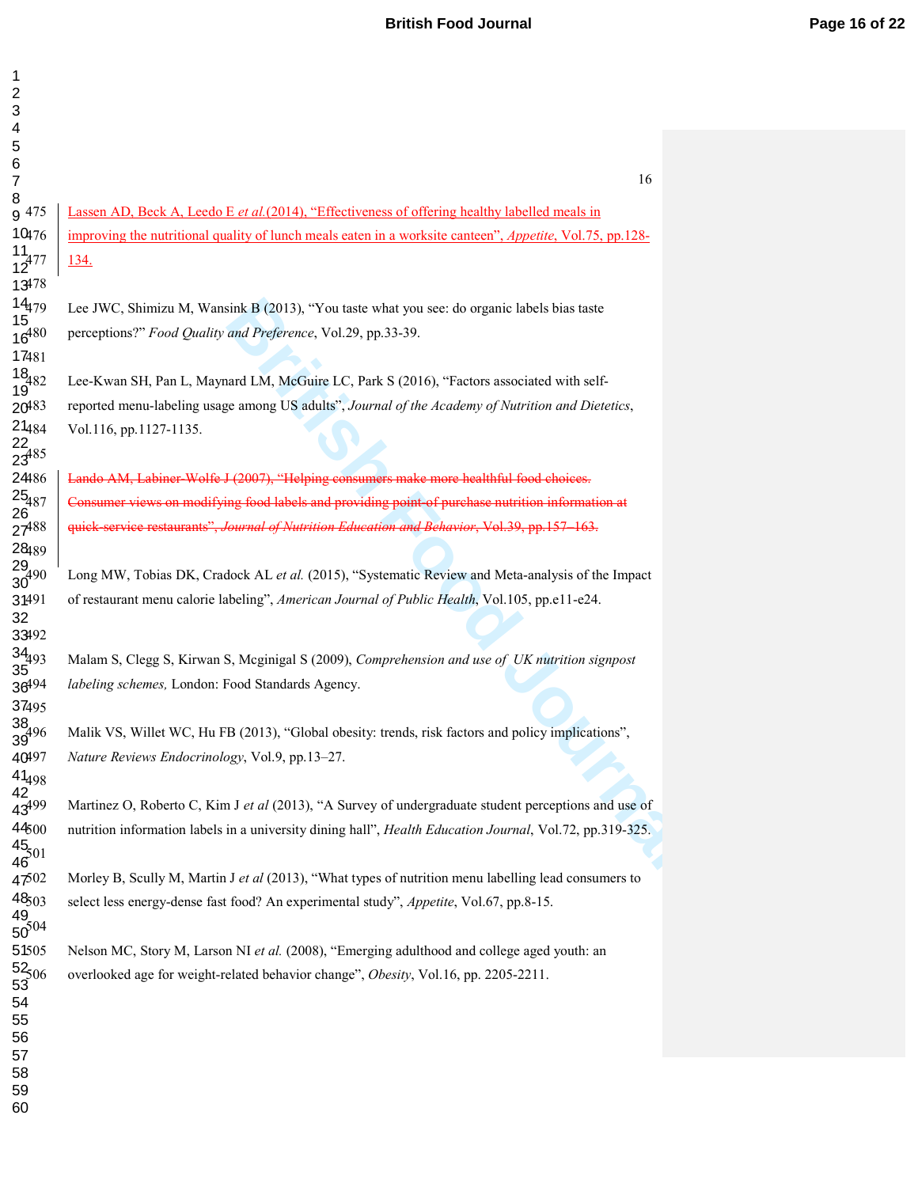Lassen AD, Beck A, Leedo E *et al.*(2014), "Effectiveness of offering healthy labelled meals in improving the nutritional quality of lunch meals eaten in a worksite canteen", *Appetite*, Vol.75, pp.128-134.

Lee JWC, Shimizu M, Wansink B (2013), "You taste what you see: do organic labels bias taste perceptions?" *Food Quality and Preference*, Vol.29, pp.33-39.

Lee-Kwan SH, Pan L, Maynard LM, McGuire LC, Park S (2016), "Factors associated with self-reported menu-labeling usage among US adults", *Journal of the Academy of Nutrition and Dietetics*, Vol.116, pp.1127-1135.

~~Lando AM, Labiner-Wolfe J (2007), "Helping consumers make more healthful food choices. Consumer views on modifying food labels and providing point-of purchase nutrition information at quick-service restaurants", *Journal of Nutrition Education and Behavior*, Vol.39, pp.157–163.~~

Long MW, Tobias DK, Cradock AL *et al.* (2015), "Systematic Review and Meta-analysis of the Impact of restaurant menu calorie labeling", *American Journal of Public Health*, Vol.105, pp.e11-e24.

Malam S, Clegg S, Kirwan S, Mcginigal S (2009), *Comprehension and use of UK nutrition signpost labeling schemes,* London: Food Standards Agency.

Malik VS, Willet WC, Hu FB (2013), "Global obesity: trends, risk factors and policy implications", *Nature Reviews Endocrinology*, Vol.9, pp.13–27.

Martinez O, Roberto C, Kim J *et al* (2013), "A Survey of undergraduate student perceptions and use of nutrition information labels in a university dining hall", *Health Education Journal*, Vol.72, pp.319-325.

Morley B, Scully M, Martin J *et al* (2013), "What types of nutrition menu labelling lead consumers to select less energy-dense fast food? An experimental study", *Appetite*, Vol.67, pp.8-15.

Nelson MC, Story M, Larson NI *et al.* (2008), "Emerging adulthood and college aged youth: an overlooked age for weight-related behavior change", *Obesity*, Vol.16, pp. 2205-2211.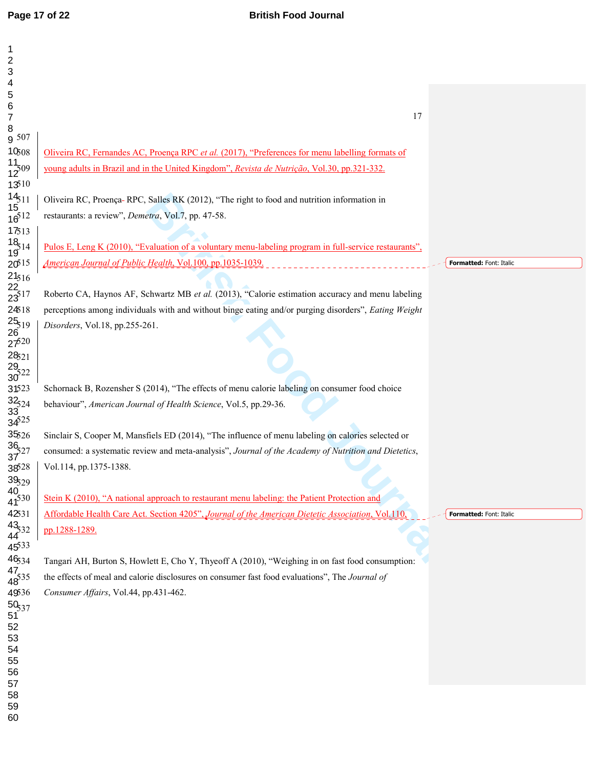Oliveira RC, Fernandes AC, Proença RPC *et al.* (2017), "Preferences for menu labelling formats of young adults in Brazil and in the United Kingdom", *Revista de Nutrição*, Vol.30, pp.321-332.

Oliveira RC, Proença- RPC, Salles RK (2012), "The right to food and nutrition information in restaurants: a review", *Demetra*, Vol.7, pp. 47-58.

Pulos E, Leng K (2010), "Evaluation of a voluntary menu-labeling program in full-service restaurants", *American Journal of Public Health*, Vol.100, pp.1035-1039.

Roberto CA, Haynos AF, Schwartz MB *et al.* (2013), "Calorie estimation accuracy and menu labeling perceptions among individuals with and without binge eating and/or purging disorders", *Eating Weight Disorders*, Vol.18, pp.255-261.

Schornack B, Rozensher S (2014), "The effects of menu calorie labeling on consumer food choice behaviour", *American Journal of Health Science*, Vol.5, pp.29-36.

Sinclair S, Cooper M, Mansfiels ED (2014), "The influence of menu labeling on calories selected or consumed: a systematic review and meta-analysis", *Journal of the Academy of Nutrition and Dietetics*, Vol.114, pp.1375-1388.

Stein K (2010), "A national approach to restaurant menu labeling: the Patient Protection and Affordable Health Care Act. Section 4205", *Journal of the American Dietetic Association*, Vol.110, pp.1288-1289.

Tangari AH, Burton S, Howlett E, Cho Y, Thyeoff A (2010), "Weighing in on fast food consumption: the effects of meal and calorie disclosures on consumer fast food evaluations", The *Journal of Consumer Affairs*, Vol.44, pp.431-462.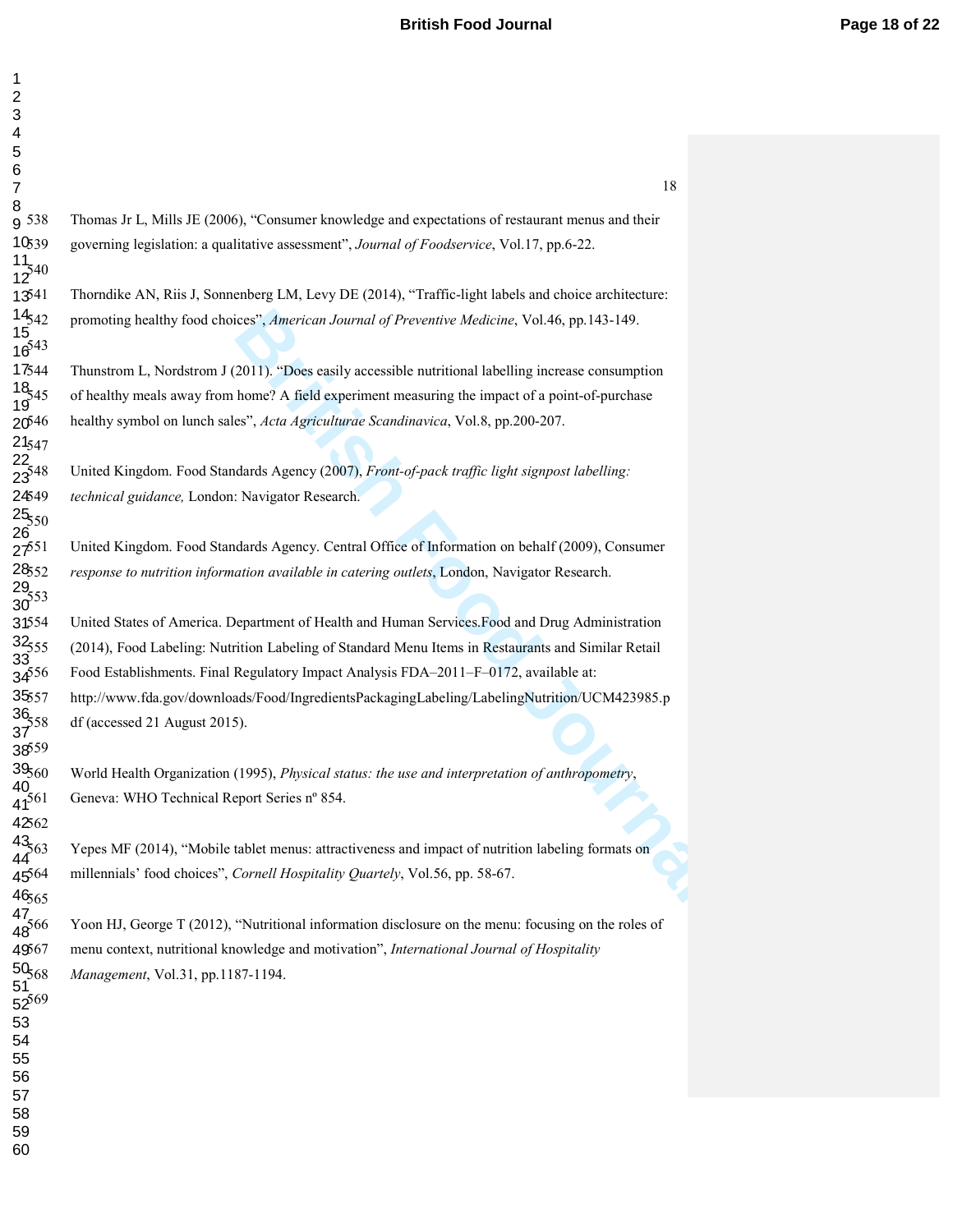Thomas Jr L, Mills JE (2006), "Consumer knowledge and expectations of restaurant menus and their governing legislation: a qualitative assessment", *Journal of Foodservice*, Vol.17, pp.6-22.

Thorndike AN, Riis J, Sonnenberg LM, Levy DE (2014), "Traffic-light labels and choice architecture: promoting healthy food choices", *American Journal of Preventive Medicine*, Vol.46, pp.143-149.

Thunstrom L, Nordstrom J (2011). "Does easily accessible nutritional labelling increase consumption of healthy meals away from home? A field experiment measuring the impact of a point-of-purchase healthy symbol on lunch sales", *Acta Agriculturae Scandinavica*, Vol.8, pp.200-207.

United Kingdom. Food Standards Agency (2007), *Front-of-pack traffic light signpost labelling: technical guidance,* London: Navigator Research.

United Kingdom. Food Standards Agency. Central Office of Information on behalf (2009), Consumer *response to nutrition information available in catering outlets*, London, Navigator Research.

United States of America. Department of Health and Human Services.Food and Drug Administration (2014), Food Labeling: Nutrition Labeling of Standard Menu Items in Restaurants and Similar Retail Food Establishments. Final Regulatory Impact Analysis FDA–2011–F–0172, available at: http://www.fda.gov/downloads/Food/IngredientsPackagingLabeling/LabelingNutrition/UCM423985.pdf (accessed 21 August 2015).

World Health Organization (1995), *Physical status: the use and interpretation of anthropometry*, Geneva: WHO Technical Report Series nº 854.

Yepes MF (2014), "Mobile tablet menus: attractiveness and impact of nutrition labeling formats on millennials' food choices", *Cornell Hospitality Quartely*, Vol.56, pp. 58-67.

Yoon HJ, George T (2012), "Nutritional information disclosure on the menu: focusing on the roles of menu context, nutritional knowledge and motivation", *International Journal of Hospitality Management*, Vol.31, pp.1187-1194.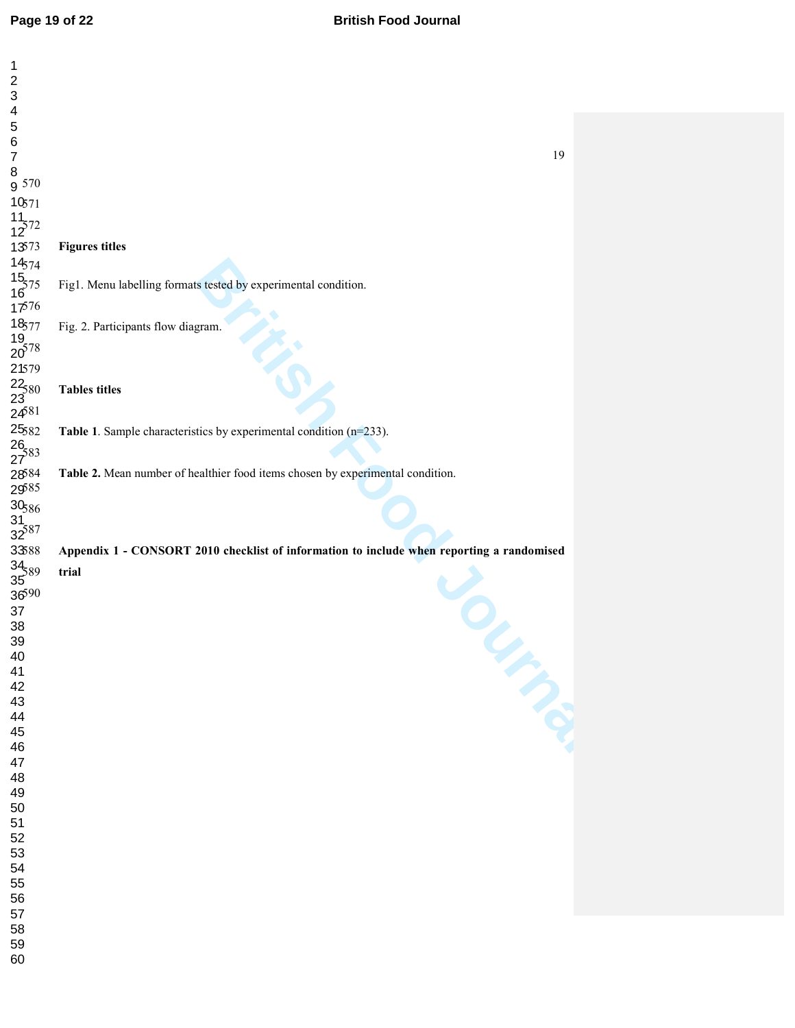**Figures titles**

Fig1. Menu labelling formats tested by experimental condition.

Fig. 2. Participants flow diagram.

**Tables titles**

**Table 1**. Sample characteristics by experimental condition (n=233).

**Table 2.** Mean number of healthier food items chosen by experimental condition.

**Appendix 1 - CONSORT 2010 checklist of information to include when reporting a randomised trial**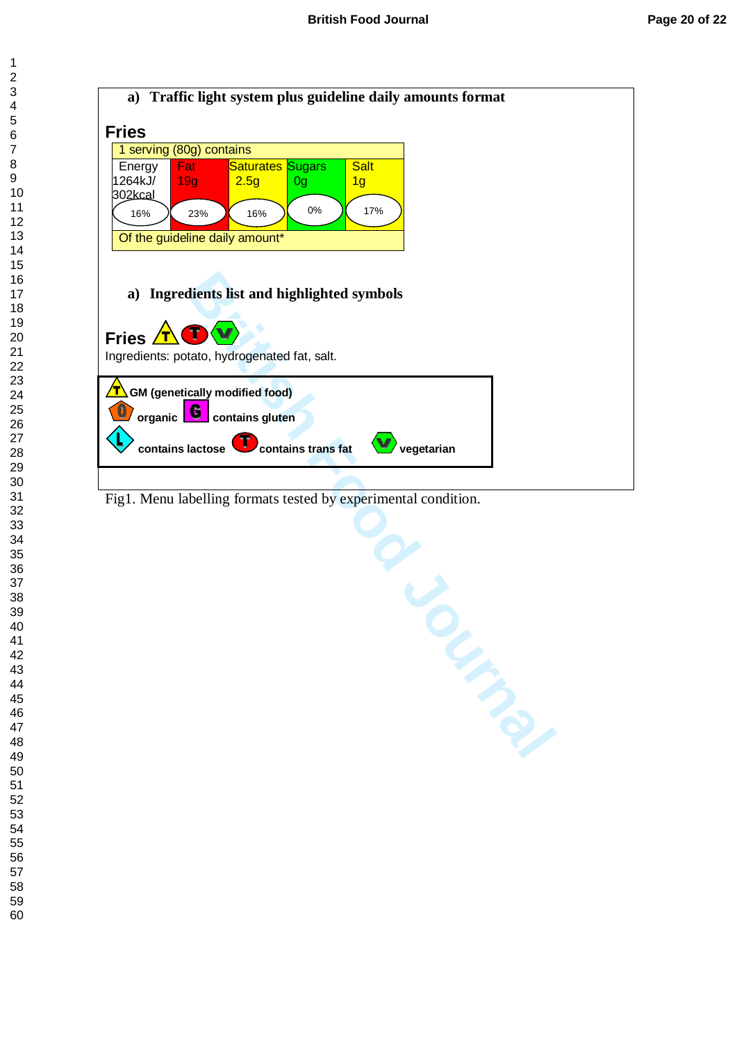a) **Traffic light system plus guideline daily amounts format**

**Fries**

| 1 serving (80g) contains | | | | |
|---|---|---|---|---|
| Energy 1264kJ/ 302kcal | Fat 19g | Saturates 2.5g | Sugars 0g | Salt 1g |
| 16% | 23% | 16% | 0% | 17% |
| Of the guideline daily amount* | | | | |

a) **Ingredients list and highlighted symbols**

**Fries**

Ingredients: potato, hydrogenated fat, salt.

**GM (genetically modified food)**

**organic** **contains gluten**

**contains lactose** **contains trans fat** **vegetarian**

Fig1. Menu labelling formats tested by experimental condition.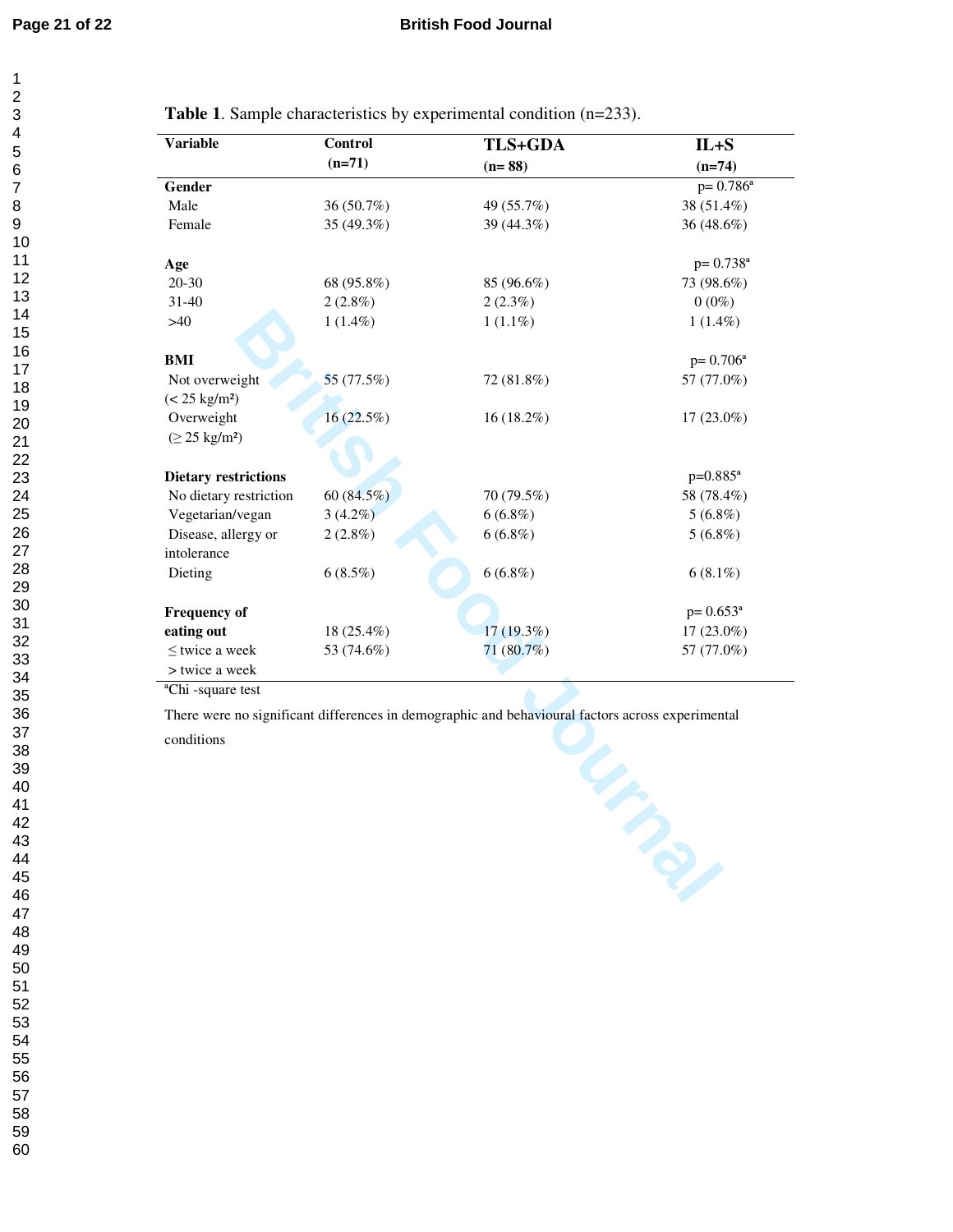**Table 1**. Sample characteristics by experimental condition (n=233).

| Variable | Control (n=71) | TLS+GDA (n= 88) | IL+S (n=74) |
|---|---|---|---|
| **Gender** | | | p= 0.786[a] |
| Male | 36 (50.7%) | 49 (55.7%) | 38 (51.4%) |
| Female | 35 (49.3%) | 39 (44.3%) | 36 (48.6%) |
| **Age** | | | p= 0.738[a] |
| 20-30 | 68 (95.8%) | 85 (96.6%) | 73 (98.6%) |
| 31-40 | 2 (2.8%) | 2 (2.3%) | 0 (0%) |
| >40 | 1 (1.4%) | 1 (1.1%) | 1 (1.4%) |
| **BMI** | | | p= 0.706[a] |
| Not overweight (< 25 kg/m²) | 55 (77.5%) | 72 (81.8%) | 57 (77.0%) |
| Overweight (≥ 25 kg/m²) | 16 (22.5%) | 16 (18.2%) | 17 (23.0%) |
| **Dietary restrictions** | | | p=0.885[a] |
| No dietary restriction | 60 (84.5%) | 70 (79.5%) | 58 (78.4%) |
| Vegetarian/vegan | 3 (4.2%) | 6 (6.8%) | 5 (6.8%) |
| Disease, allergy or intolerance | 2 (2.8%) | 6 (6.8%) | 5 (6.8%) |
| Dieting | 6 (8.5%) | 6 (6.8%) | 6 (8.1%) |
| **Frequency of eating out** | | | p= 0.653[a] |
| ≤ twice a week | 18 (25.4%) | 17 (19.3%) | 17 (23.0%) |
| > twice a week | 53 (74.6%) | 71 (80.7%) | 57 (77.0%) |

[a]Chi -square test

There were no significant differences in demographic and behavioural factors across experimental conditions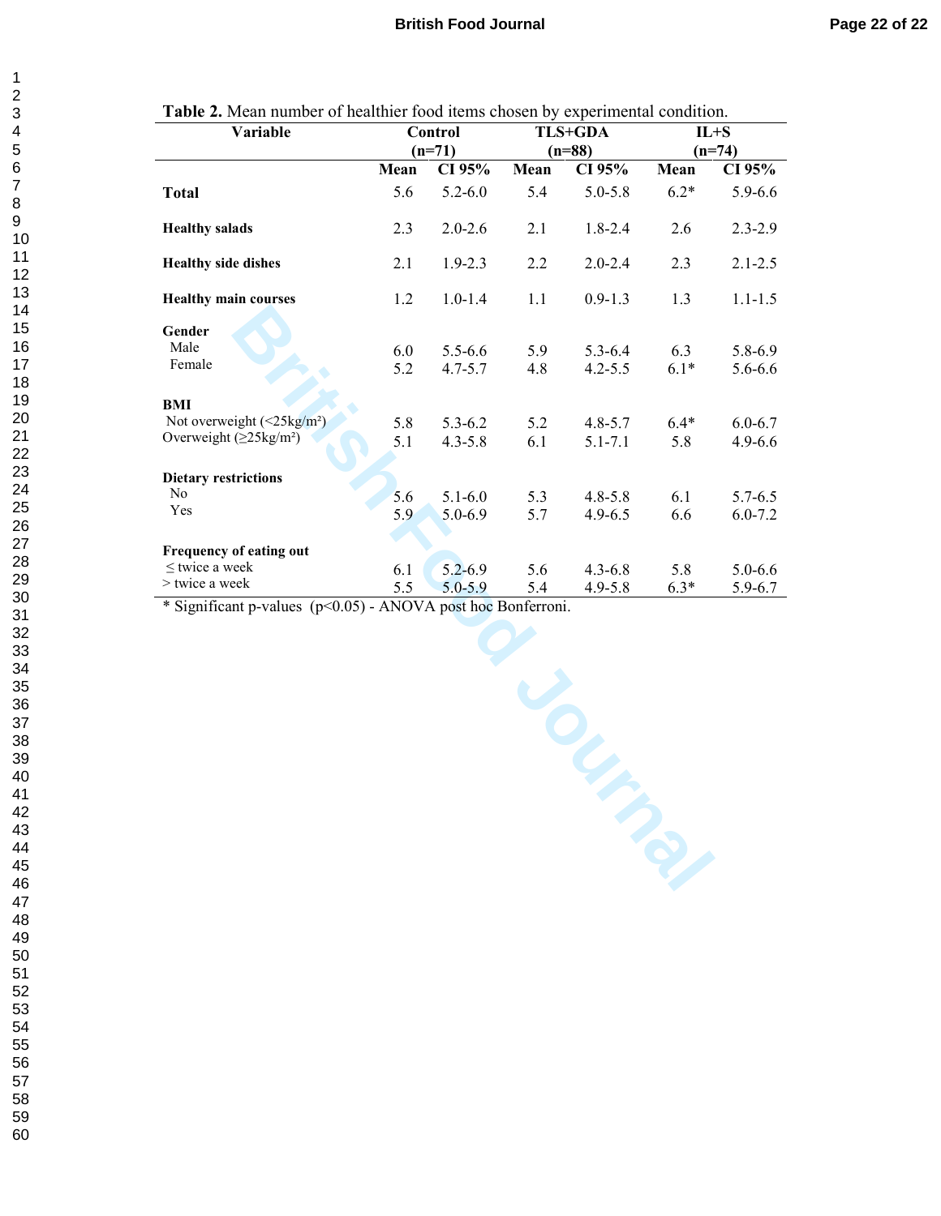**Table 2.** Mean number of healthier food items chosen by experimental condition.

| Variable | Control (n=71) | | TLS+GDA (n=88) | | IL+S (n=74) | |
|---|---|---|---|---|---|---|
| | Mean | CI 95% | Mean | CI 95% | Mean | CI 95% |
| **Total** | 5.6 | 5.2-6.0 | 5.4 | 5.0-5.8 | 6.2* | 5.9-6.6 |
| **Healthy salads** | 2.3 | 2.0-2.6 | 2.1 | 1.8-2.4 | 2.6 | 2.3-2.9 |
| **Healthy side dishes** | 2.1 | 1.9-2.3 | 2.2 | 2.0-2.4 | 2.3 | 2.1-2.5 |
| **Healthy main courses** | 1.2 | 1.0-1.4 | 1.1 | 0.9-1.3 | 1.3 | 1.1-1.5 |
| **Gender** | | | | | | |
| Male | 6.0 | 5.5-6.6 | 5.9 | 5.3-6.4 | 6.3 | 5.8-6.9 |
| Female | 5.2 | 4.7-5.7 | 4.8 | 4.2-5.5 | 6.1* | 5.6-6.6 |
| **BMI** | | | | | | |
| Not overweight (<25kg/m²) | 5.8 | 5.3-6.2 | 5.2 | 4.8-5.7 | 6.4* | 6.0-6.7 |
| Overweight (≥25kg/m²) | 5.1 | 4.3-5.8 | 6.1 | 5.1-7.1 | 5.8 | 4.9-6.6 |
| **Dietary restrictions** | | | | | | |
| No | 5.6 | 5.1-6.0 | 5.3 | 4.8-5.8 | 6.1 | 5.7-6.5 |
| Yes | 5.9 | 5.0-6.9 | 5.7 | 4.9-6.5 | 6.6 | 6.0-7.2 |
| **Frequency of eating out** | | | | | | |
| ≤ twice a week | 6.1 | 5.2-6.9 | 5.6 | 4.3-6.8 | 5.8 | 5.0-6.6 |
| > twice a week | 5.5 | 5.0-5.9 | 5.4 | 4.9-5.8 | 6.3* | 5.9-6.7 |

* Significant p-values ($p<0.05$) - ANOVA post hoc Bonferroni.